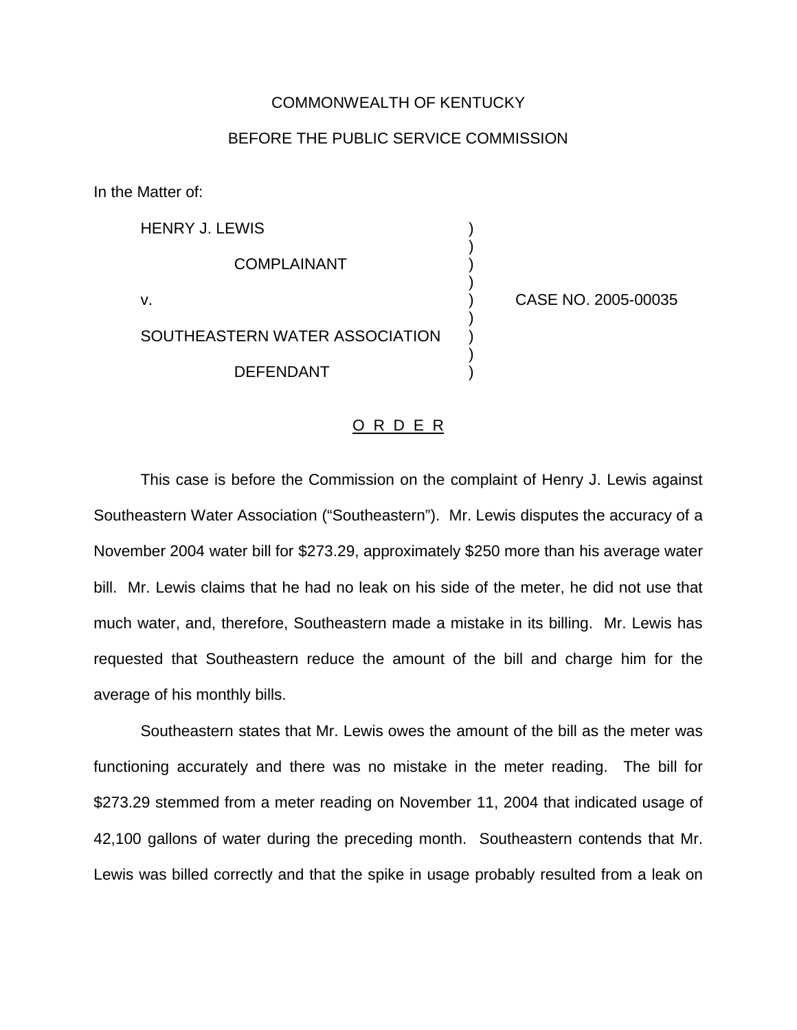COMMONWEALTH OF KENTUCKY

BEFORE THE PUBLIC SERVICE COMMISSION

In the Matter of:

| | | |
|---|---|---|
| HENRY J. LEWIS | ) | |
| | ) | |
| COMPLAINANT | ) | |
| | ) | |
| v. | ) | CASE NO. 2005-00035 |
| | ) | |
| SOUTHEASTERN WATER ASSOCIATION | ) | |
| | ) | |
| DEFENDANT | ) | |

## O R D E R

This case is before the Commission on the complaint of Henry J. Lewis against Southeastern Water Association ("Southeastern"). Mr. Lewis disputes the accuracy of a November 2004 water bill for $273.29, approximately $250 more than his average water bill. Mr. Lewis claims that he had no leak on his side of the meter, he did not use that much water, and, therefore, Southeastern made a mistake in its billing. Mr. Lewis has requested that Southeastern reduce the amount of the bill and charge him for the average of his monthly bills.

Southeastern states that Mr. Lewis owes the amount of the bill as the meter was functioning accurately and there was no mistake in the meter reading. The bill for $273.29 stemmed from a meter reading on November 11, 2004 that indicated usage of 42,100 gallons of water during the preceding month. Southeastern contends that Mr. Lewis was billed correctly and that the spike in usage probably resulted from a leak on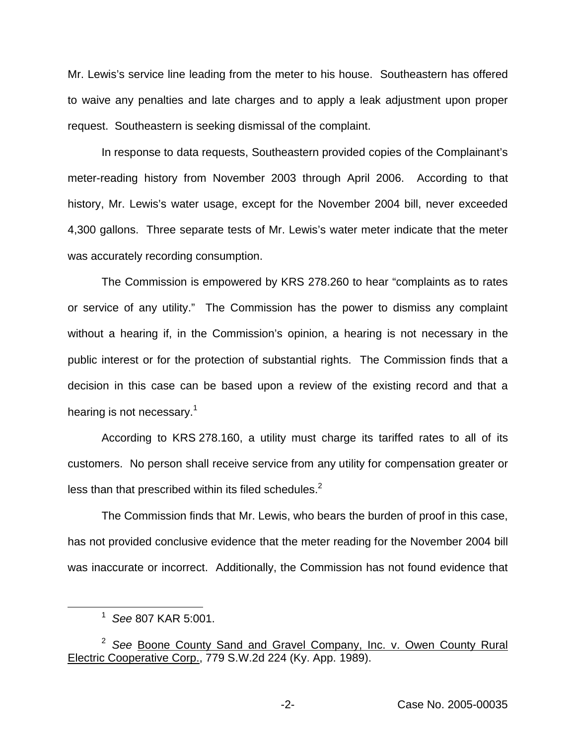Mr. Lewis's service line leading from the meter to his house. Southeastern has offered to waive any penalties and late charges and to apply a leak adjustment upon proper request. Southeastern is seeking dismissal of the complaint.

In response to data requests, Southeastern provided copies of the Complainant's meter-reading history from November 2003 through April 2006. According to that history, Mr. Lewis's water usage, except for the November 2004 bill, never exceeded 4,300 gallons. Three separate tests of Mr. Lewis's water meter indicate that the meter was accurately recording consumption.

The Commission is empowered by KRS 278.260 to hear "complaints as to rates or service of any utility." The Commission has the power to dismiss any complaint without a hearing if, in the Commission's opinion, a hearing is not necessary in the public interest or for the protection of substantial rights. The Commission finds that a decision in this case can be based upon a review of the existing record and that a hearing is not necessary.[1]

According to KRS 278.160, a utility must charge its tariffed rates to all of its customers. No person shall receive service from any utility for compensation greater or less than that prescribed within its filed schedules.[2]

The Commission finds that Mr. Lewis, who bears the burden of proof in this case, has not provided conclusive evidence that the meter reading for the November 2004 bill was inaccurate or incorrect. Additionally, the Commission has not found evidence that

---

[1] *See* 807 KAR 5:001.

[2] *See* Boone County Sand and Gravel Company, Inc. v. Owen County Rural Electric Cooperative Corp., 779 S.W.2d 224 (Ky. App. 1989).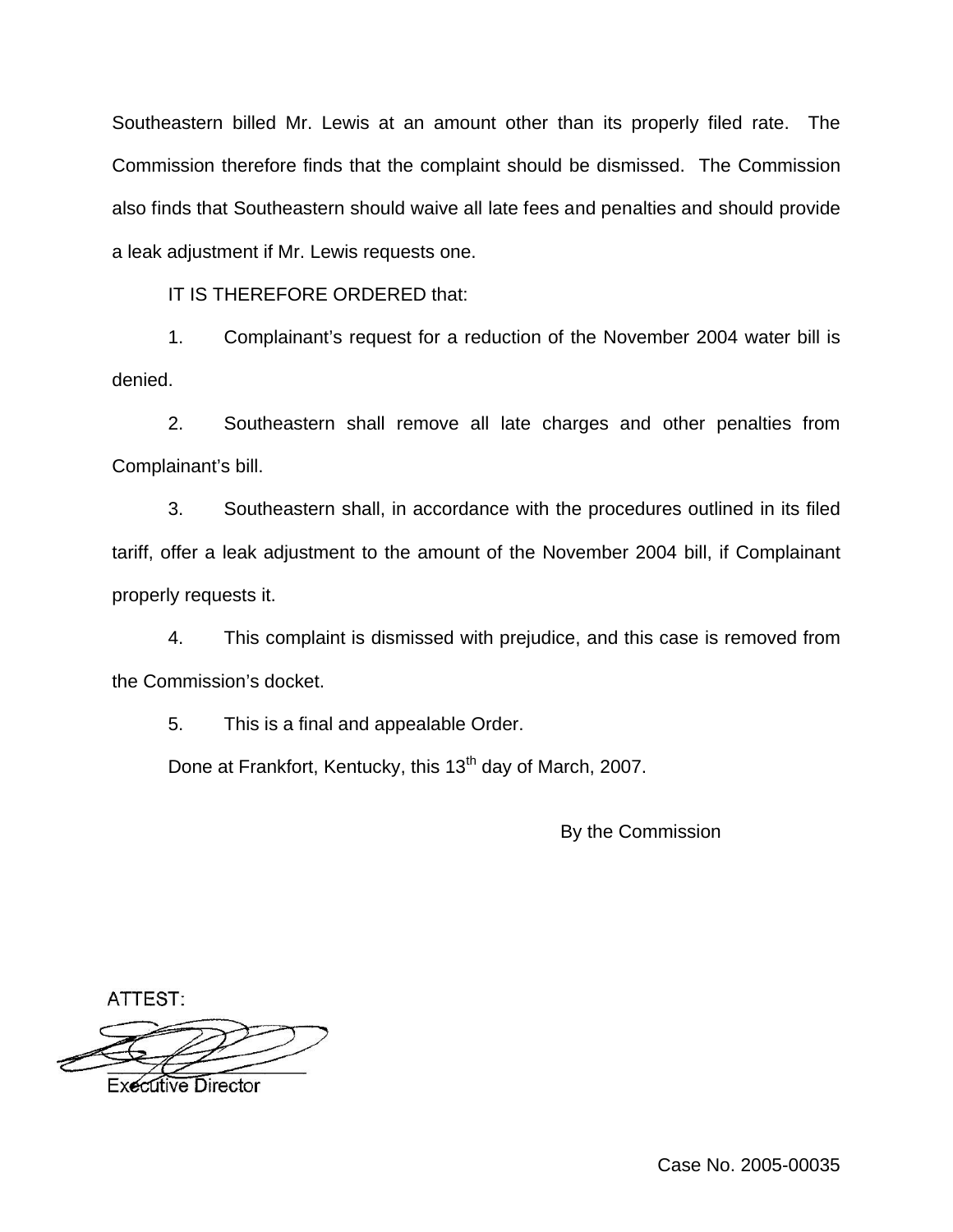Southeastern billed Mr. Lewis at an amount other than its properly filed rate. The Commission therefore finds that the complaint should be dismissed. The Commission also finds that Southeastern should waive all late fees and penalties and should provide a leak adjustment if Mr. Lewis requests one.

IT IS THEREFORE ORDERED that:

1. Complainant's request for a reduction of the November 2004 water bill is denied.

2. Southeastern shall remove all late charges and other penalties from Complainant's bill.

3. Southeastern shall, in accordance with the procedures outlined in its filed tariff, offer a leak adjustment to the amount of the November 2004 bill, if Complainant properly requests it.

4. This complaint is dismissed with prejudice, and this case is removed from the Commission's docket.

5. This is a final and appealable Order.

Done at Frankfort, Kentucky, this 13th day of March, 2007.

By the Commission

ATTEST:

Executive Director

Case No. 2005-00035